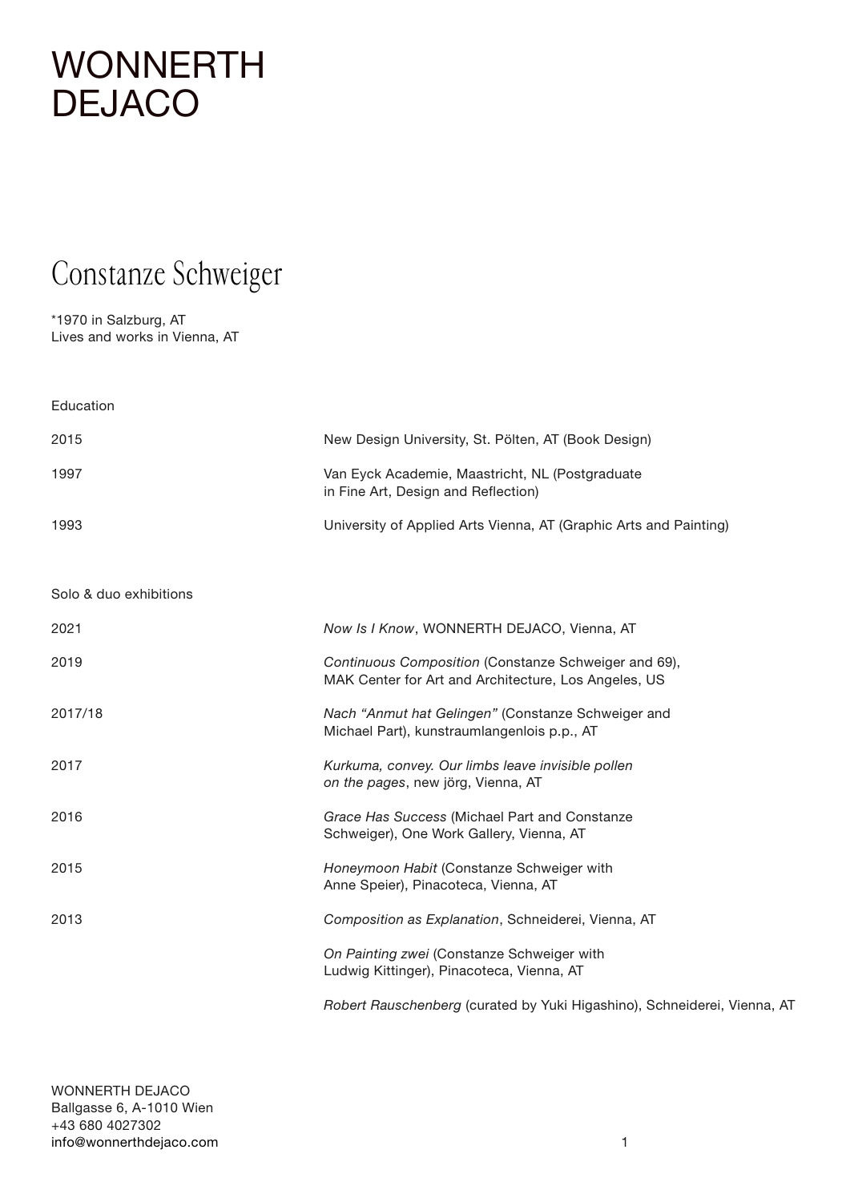# WONNERTH DEJACO

## Constanze Schweiger

*1970 in Salzburg, AT
Lives and works in Vienna, AT

### Education

| | |
|---|---|
| 2015 | New Design University, St. Pölten, AT (Book Design) |
| 1997 | Van Eyck Academie, Maastricht, NL (Postgraduate in Fine Art, Design and Reflection) |
| 1993 | University of Applied Arts Vienna, AT (Graphic Arts and Painting) |

### Solo & duo exhibitions

| | |
|---|---|
| 2021 | *Now Is I Know*, WONNERTH DEJACO, Vienna, AT |
| 2019 | *Continuous Composition* (Constanze Schweiger and 69), MAK Center for Art and Architecture, Los Angeles, US |
| 2017/18 | *Nach "Anmut hat Gelingen"* (Constanze Schweiger and Michael Part), kunstraumlangenlois p.p., AT |
| 2017 | *Kurkuma, convey. Our limbs leave invisible pollen on the pages*, new jörg, Vienna, AT |
| 2016 | *Grace Has Success* (Michael Part and Constanze Schweiger), One Work Gallery, Vienna, AT |
| 2015 | *Honeymoon Habit* (Constanze Schweiger with Anne Speier), Pinacoteca, Vienna, AT |
| 2013 | *Composition as Explanation*, Schneiderei, Vienna, AT |
| | *On Painting zwei* (Constanze Schweiger with Ludwig Kittinger), Pinacoteca, Vienna, AT |
| | *Robert Rauschenberg* (curated by Yuki Higashino), Schneiderei, Vienna, AT |

WONNERTH DEJACO
Ballgasse 6, A-1010 Wien
+43 680 4027302
info@wonnerthdejaco.com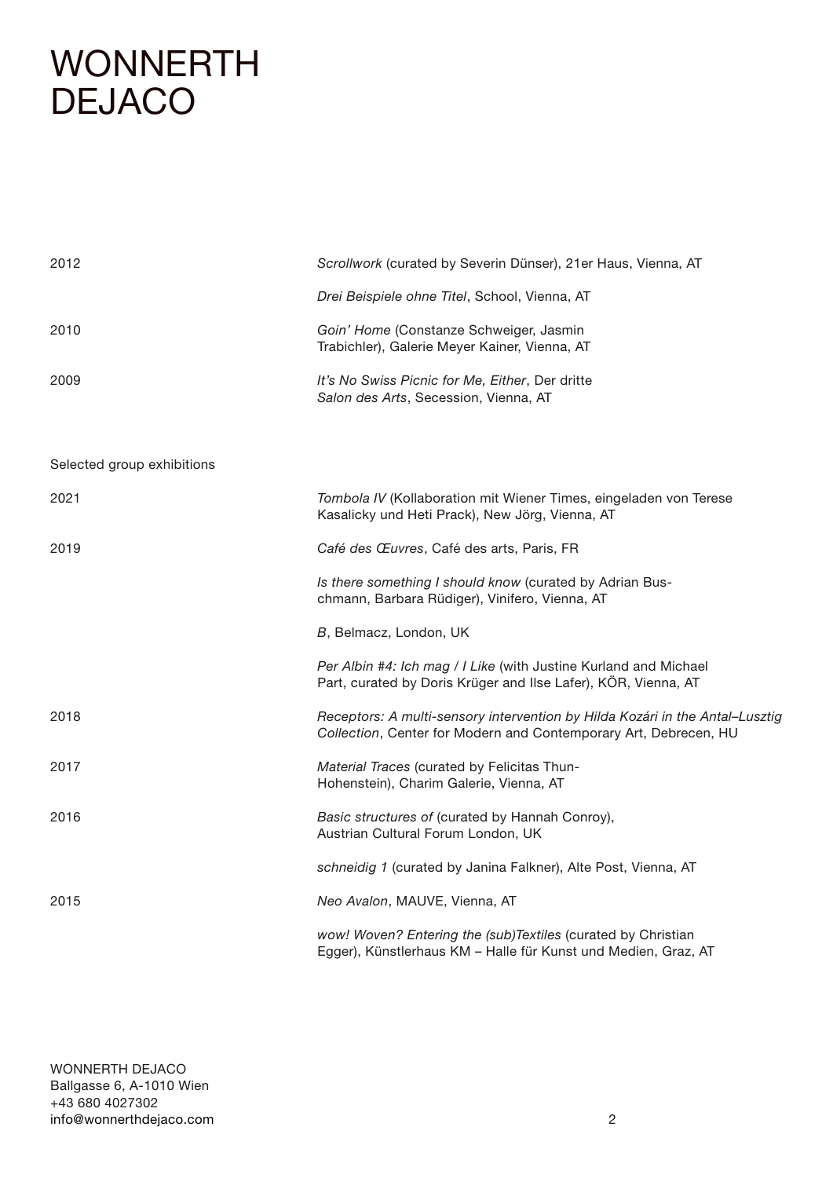# WONNERTH DEJACO

| | |
|---|---|
| 2012 | *Scrollwork* (curated by Severin Dünser), 21er Haus, Vienna, AT |
| | *Drei Beispiele ohne Titel*, School, Vienna, AT |
| 2010 | *Goin' Home* (Constanze Schweiger, Jasmin Trabichler), Galerie Meyer Kainer, Vienna, AT |
| 2009 | *It's No Swiss Picnic for Me, Either*, Der dritte *Salon des Arts*, Secession, Vienna, AT |

Selected group exhibitions

| | |
|---|---|
| 2021 | *Tombola IV* (Kollaboration mit Wiener Times, eingeladen von Terese Kasalicky und Heti Prack), New Jörg, Vienna, AT |
| 2019 | *Café des Œuvres*, Café des arts, Paris, FR |
| | *Is there something I should know* (curated by Adrian Buschmann, Barbara Rüdiger), Vinifero, Vienna, AT |
| | *B*, Belmacz, London, UK |
| | *Per Albin #4: Ich mag / I Like* (with Justine Kurland and Michael Part, curated by Doris Krüger and Ilse Lafer), KÖR, Vienna, AT |
| 2018 | *Receptors: A multi-sensory intervention by Hilda Kozári in the Antal–Lusztig Collection*, Center for Modern and Contemporary Art, Debrecen, HU |
| 2017 | *Material Traces* (curated by Felicitas Thun-Hohenstein), Charim Galerie, Vienna, AT |
| 2016 | *Basic structures of* (curated by Hannah Conroy), Austrian Cultural Forum London, UK |
| | *schneidig 1* (curated by Janina Falkner), Alte Post, Vienna, AT |
| 2015 | *Neo Avalon*, MAUVE, Vienna, AT |
| | *wow! Woven? Entering the (sub)Textiles* (curated by Christian Egger), Künstlerhaus KM – Halle für Kunst und Medien, Graz, AT |

WONNERTH DEJACO
Ballgasse 6, A-1010 Wien
+43 680 4027302
info@wonnerthdejaco.com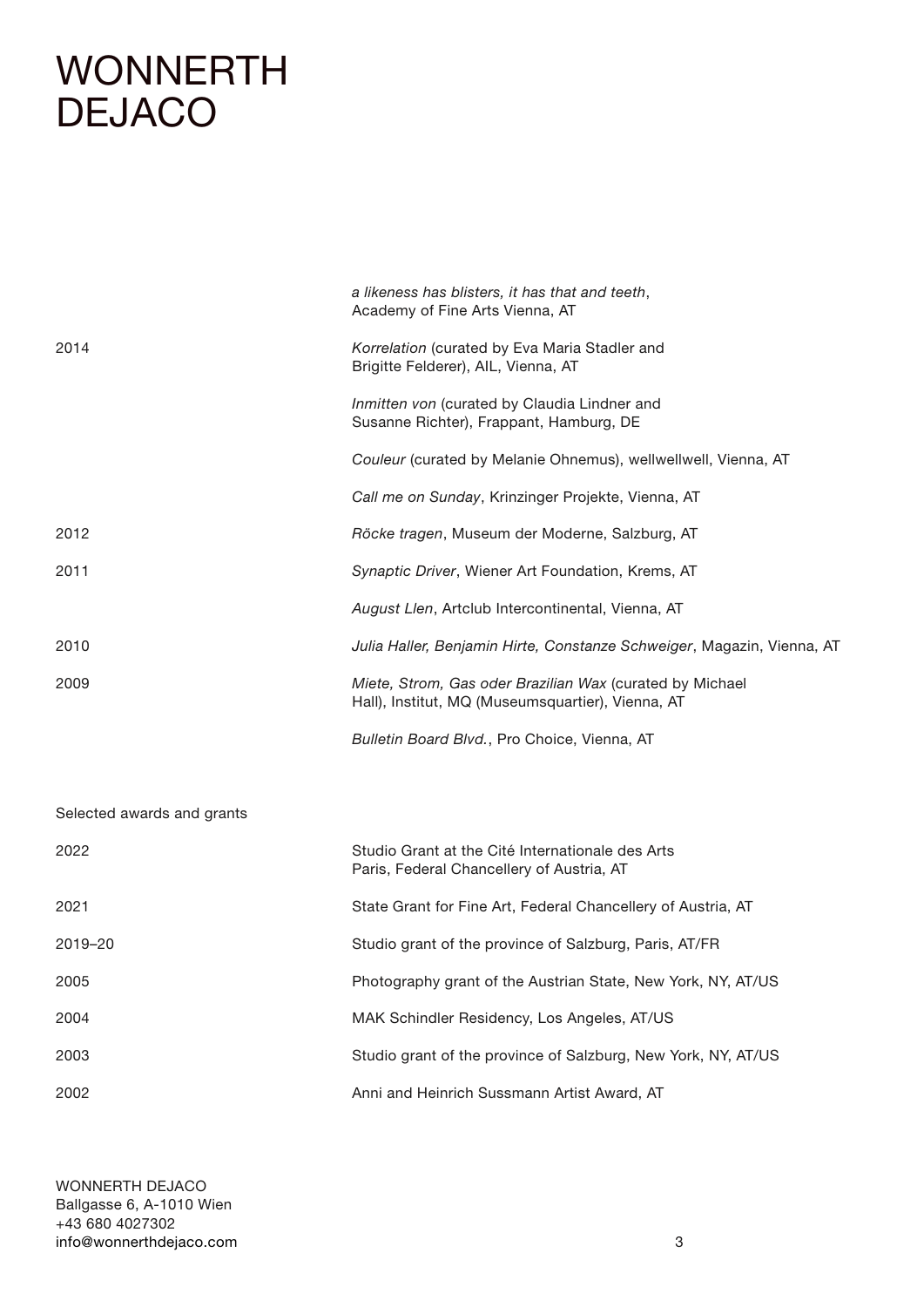| | |
|---|---|
| | *a likeness has blisters, it has that and teeth*, Academy of Fine Arts Vienna, AT |
| 2014 | *Korrelation* (curated by Eva Maria Stadler and Brigitte Felderer), AIL, Vienna, AT |
| | *Inmitten von* (curated by Claudia Lindner and Susanne Richter), Frappant, Hamburg, DE |
| | *Couleur* (curated by Melanie Ohnemus), wellwellwell, Vienna, AT |
| | *Call me on Sunday*, Krinzinger Projekte, Vienna, AT |
| 2012 | *Röcke tragen*, Museum der Moderne, Salzburg, AT |
| 2011 | *Synaptic Driver*, Wiener Art Foundation, Krems, AT |
| | *August Llen*, Artclub Intercontinental, Vienna, AT |
| 2010 | *Julia Haller, Benjamin Hirte, Constanze Schweiger*, Magazin, Vienna, AT |
| 2009 | *Miete, Strom, Gas oder Brazilian Wax* (curated by Michael Hall), Institut, MQ (Museumsquartier), Vienna, AT |
| | *Bulletin Board Blvd.*, Pro Choice, Vienna, AT |

Selected awards and grants

| | |
|---|---|
| 2022 | Studio Grant at the Cité Internationale des Arts Paris, Federal Chancellery of Austria, AT |
| 2021 | State Grant for Fine Art, Federal Chancellery of Austria, AT |
| 2019–20 | Studio grant of the province of Salzburg, Paris, AT/FR |
| 2005 | Photography grant of the Austrian State, New York, NY, AT/US |
| 2004 | MAK Schindler Residency, Los Angeles, AT/US |
| 2003 | Studio grant of the province of Salzburg, New York, NY, AT/US |
| 2002 | Anni and Heinrich Sussmann Artist Award, AT |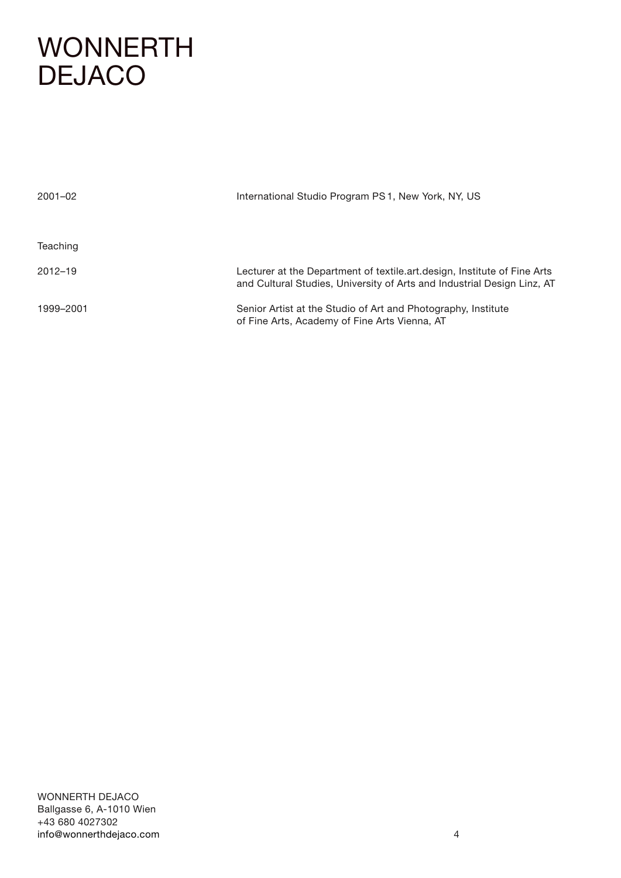2001–02 International Studio Program PS 1, New York, NY, US

Teaching

2012–19 Lecturer at the Department of textile.art.design, Institute of Fine Arts and Cultural Studies, University of Arts and Industrial Design Linz, AT

1999–2001 Senior Artist at the Studio of Art and Photography, Institute of Fine Arts, Academy of Fine Arts Vienna, AT

WONNERTH DEJACO
Ballgasse 6, A-1010 Wien
+43 680 4027302
info@wonnerthdejaco.com